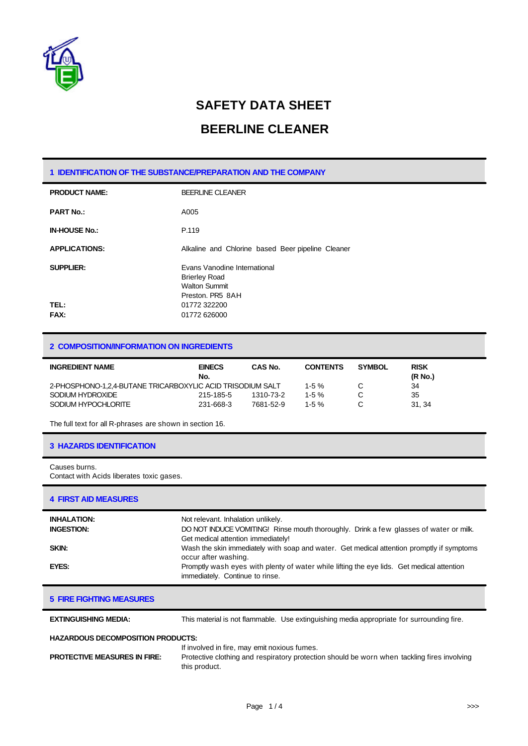# SAFETY DATA SHEET

# BEERLINE CLEANER

## 1 IDENTIFICATION OF THE SUBSTANCE/PREPARATION AND THE COMPANY

**PRODUCT NAME:** BEERLINE CLEANER

**PART No.:** A005

**IN-HOUSE No.:** P.119

**APPLICATIONS:** Alkaline and Chlorine based Beer pipeline Cleaner

**SUPPLIER:** Evans Vanodine International
Brierley Road
Walton Summit
Preston. PR5 8AH

**TEL:** 01772 322200

**FAX:** 01772 626000

## 2 COMPOSITION/INFORMATION ON INGREDIENTS

| INGREDIENT NAME | EINECS No. | CAS No. | CONTENTS | SYMBOL | RISK (R No.) |
|---|---|---|---|---|---|
| 2-PHOSPHONO-1,2,4-BUTANE TRICARBOXYLIC ACID TRISODIUM SALT | | | 1-5 % | C | 34 |
| SODIUM HYDROXIDE | 215-185-5 | 1310-73-2 | 1-5 % | C | 35 |
| SODIUM HYPOCHLORITE | 231-668-3 | 7681-52-9 | 1-5 % | C | 31, 34 |

The full text for all R-phrases are shown in section 16.

## 3 HAZARDS IDENTIFICATION

Causes burns.
Contact with Acids liberates toxic gases.

## 4 FIRST AID MEASURES

**INHALATION:** Not relevant. Inhalation unlikely.

**INGESTION:** DO NOT INDUCE VOMITING! Rinse mouth thoroughly. Drink a few glasses of water or milk. Get medical attention immediately!

**SKIN:** Wash the skin immediately with soap and water. Get medical attention promptly if symptoms occur after washing.

**EYES:** Promptly wash eyes with plenty of water while lifting the eye lids. Get medical attention immediately. Continue to rinse.

## 5 FIRE FIGHTING MEASURES

**EXTINGUISHING MEDIA:** This material is not flammable. Use extinguishing media appropriate for surrounding fire.

**HAZARDOUS DECOMPOSITION PRODUCTS:** If involved in fire, may emit noxious fumes.

**PROTECTIVE MEASURES IN FIRE:** Protective clothing and respiratory protection should be worn when tackling fires involving this product.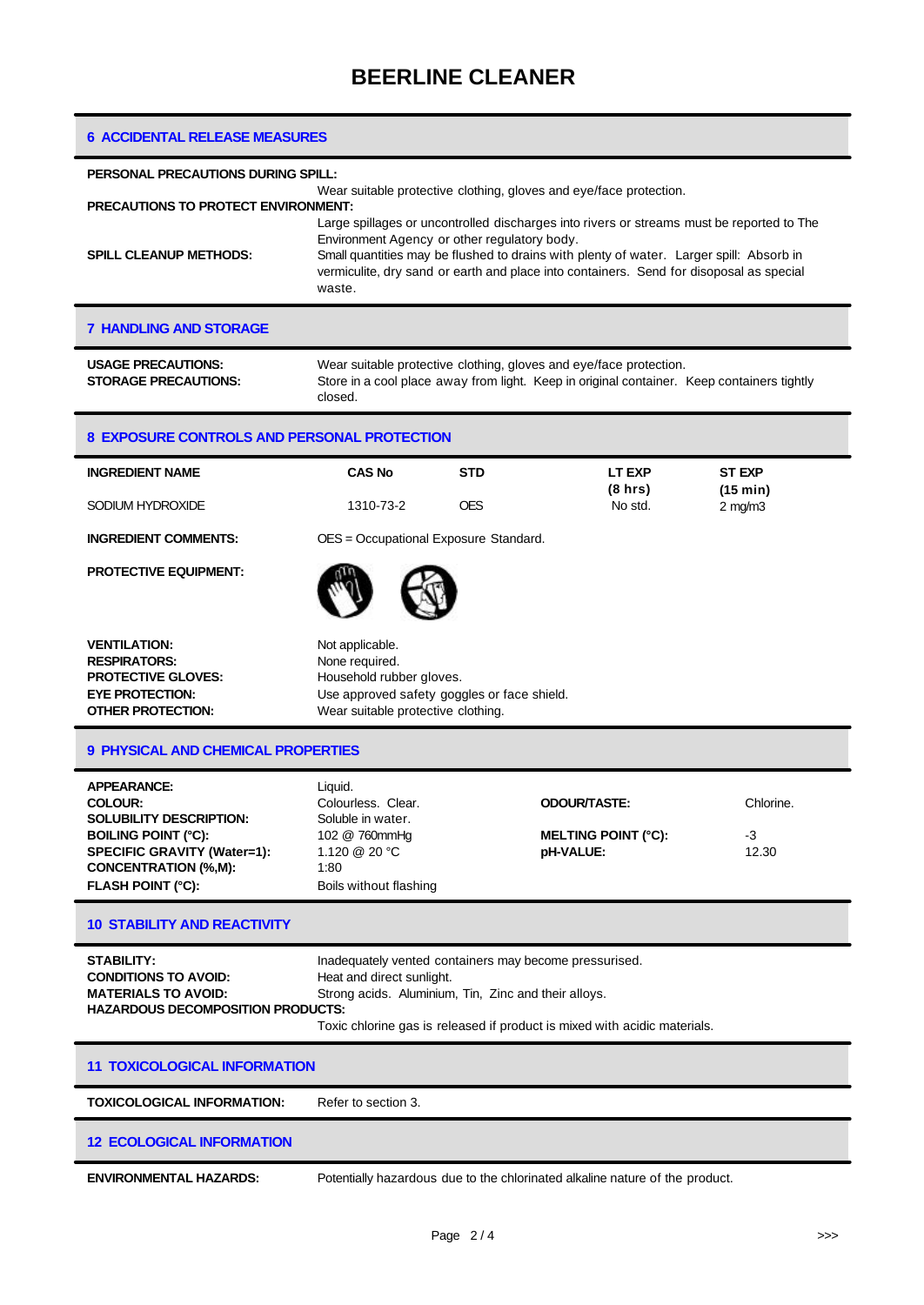# BEERLINE CLEANER

## 6 ACCIDENTAL RELEASE MEASURES

**PERSONAL PRECAUTIONS DURING SPILL:**
Wear suitable protective clothing, gloves and eye/face protection.

**PRECAUTIONS TO PROTECT ENVIRONMENT:**
Large spillages or uncontrolled discharges into rivers or streams must be reported to The Environment Agency or other regulatory body.

**SPILL CLEANUP METHODS:** Small quantities may be flushed to drains with plenty of water. Larger spill: Absorb in vermiculite, dry sand or earth and place into containers. Send for disoposal as special waste.

## 7 HANDLING AND STORAGE

**USAGE PRECAUTIONS:** Wear suitable protective clothing, gloves and eye/face protection.

**STORAGE PRECAUTIONS:** Store in a cool place away from light. Keep in original container. Keep containers tightly closed.

## 8 EXPOSURE CONTROLS AND PERSONAL PROTECTION

| INGREDIENT NAME | CAS No | STD | LT EXP (8 hrs) | ST EXP (15 min) |
|---|---|---|---|---|
| SODIUM HYDROXIDE | 1310-73-2 | OES | No std. | 2 mg/m3 |

**INGREDIENT COMMENTS:** OES = Occupational Exposure Standard.

**PROTECTIVE EQUIPMENT:**

**VENTILATION:** Not applicable.
**RESPIRATORS:** None required.
**PROTECTIVE GLOVES:** Household rubber gloves.
**EYE PROTECTION:** Use approved safety goggles or face shield.
**OTHER PROTECTION:** Wear suitable protective clothing.

## 9 PHYSICAL AND CHEMICAL PROPERTIES

**APPEARANCE:** Liquid.
**COLOUR:** Colourless. Clear.
**ODOUR/TASTE:** Chlorine.
**SOLUBILITY DESCRIPTION:** Soluble in water.
**BOILING POINT (°C):** 102 @ 760mmHg
**MELTING POINT (°C):** -3
**SPECIFIC GRAVITY (Water=1):** 1.120 @ 20 °C
**pH-VALUE:** 12.30
**CONCENTRATION (%,M):** 1:80
**FLASH POINT (°C):** Boils without flashing

## 10 STABILITY AND REACTIVITY

**STABILITY:** Inadequately vented containers may become pressurised.
**CONDITIONS TO AVOID:** Heat and direct sunlight.
**MATERIALS TO AVOID:** Strong acids. Aluminium, Tin, Zinc and their alloys.
**HAZARDOUS DECOMPOSITION PRODUCTS:**
Toxic chlorine gas is released if product is mixed with acidic materials.

## 11 TOXICOLOGICAL INFORMATION

**TOXICOLOGICAL INFORMATION:** Refer to section 3.

## 12 ECOLOGICAL INFORMATION

**ENVIRONMENTAL HAZARDS:** Potentially hazardous due to the chlorinated alkaline nature of the product.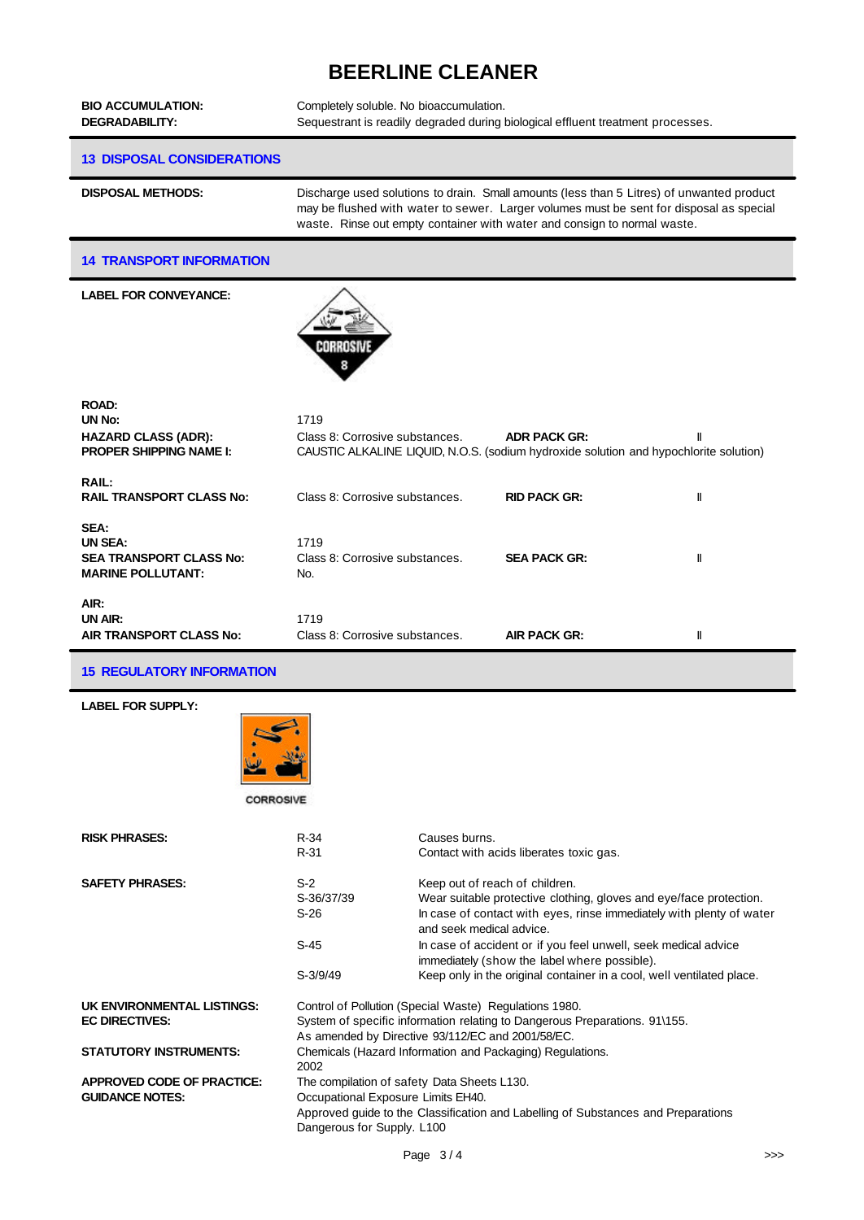# BEERLINE CLEANER

| | |
|---|---|
| **BIO ACCUMULATION:** | Completely soluble. No bioaccumulation. |
| **DEGRADABILITY:** | Sequestrant is readily degraded during biological effluent treatment processes. |

## 13 DISPOSAL CONSIDERATIONS

**DISPOSAL METHODS:** Discharge used solutions to drain. Small amounts (less than 5 Litres) of unwanted product may be flushed with water to sewer. Larger volumes must be sent for disposal as special waste. Rinse out empty container with water and consign to normal waste.

## 14 TRANSPORT INFORMATION

**LABEL FOR CONVEYANCE:**

CORROSIVE 8

**ROAD:**

| | | | |
|---|---|---|---|
| **UN No:** | 1719 | | |
| **HAZARD CLASS (ADR):** | Class 8: Corrosive substances. | **ADR PACK GR:** | II |
| **PROPER SHIPPING NAME I:** | CAUSTIC ALKALINE LIQUID, N.O.S. (sodium hydroxide solution and hypochlorite solution) | | |

**RAIL:**

| | | | |
|---|---|---|---|
| **RAIL TRANSPORT CLASS No:** | Class 8: Corrosive substances. | **RID PACK GR:** | II |

**SEA:**

| | | | |
|---|---|---|---|
| **UN SEA:** | 1719 | | |
| **SEA TRANSPORT CLASS No:** | Class 8: Corrosive substances. | **SEA PACK GR:** | II |
| **MARINE POLLUTANT:** | No. | | |

**AIR:**

| | | | |
|---|---|---|---|
| **UN AIR:** | 1719 | | |
| **AIR TRANSPORT CLASS No:** | Class 8: Corrosive substances. | **AIR PACK GR:** | II |

## 15 REGULATORY INFORMATION

**LABEL FOR SUPPLY:**

CORROSIVE

**RISK PHRASES:**

| | |
|---|---|
| R-34 | Causes burns. |
| R-31 | Contact with acids liberates toxic gas. |

**SAFETY PHRASES:**

| | |
|---|---|
| S-2 | Keep out of reach of children. |
| S-36/37/39 | Wear suitable protective clothing, gloves and eye/face protection. |
| S-26 | In case of contact with eyes, rinse immediately with plenty of water and seek medical advice. |
| S-45 | In case of accident or if you feel unwell, seek medical advice immediately (show the label where possible). |
| S-3/9/49 | Keep only in the original container in a cool, well ventilated place. |

| | |
|---|---|
| **UK ENVIRONMENTAL LISTINGS:** | Control of Pollution (Special Waste) Regulations 1980. |
| **EC DIRECTIVES:** | System of specific information relating to Dangerous Preparations. 91\155. As amended by Directive 93/112/EC and 2001/58/EC. |
| **STATUTORY INSTRUMENTS:** | Chemicals (Hazard Information and Packaging) Regulations. 2002 |
| **APPROVED CODE OF PRACTICE:** | The compilation of safety Data Sheets L130. |
| **GUIDANCE NOTES:** | Occupational Exposure Limits EH40. Approved guide to the Classification and Labelling of Substances and Preparations Dangerous for Supply. L100 |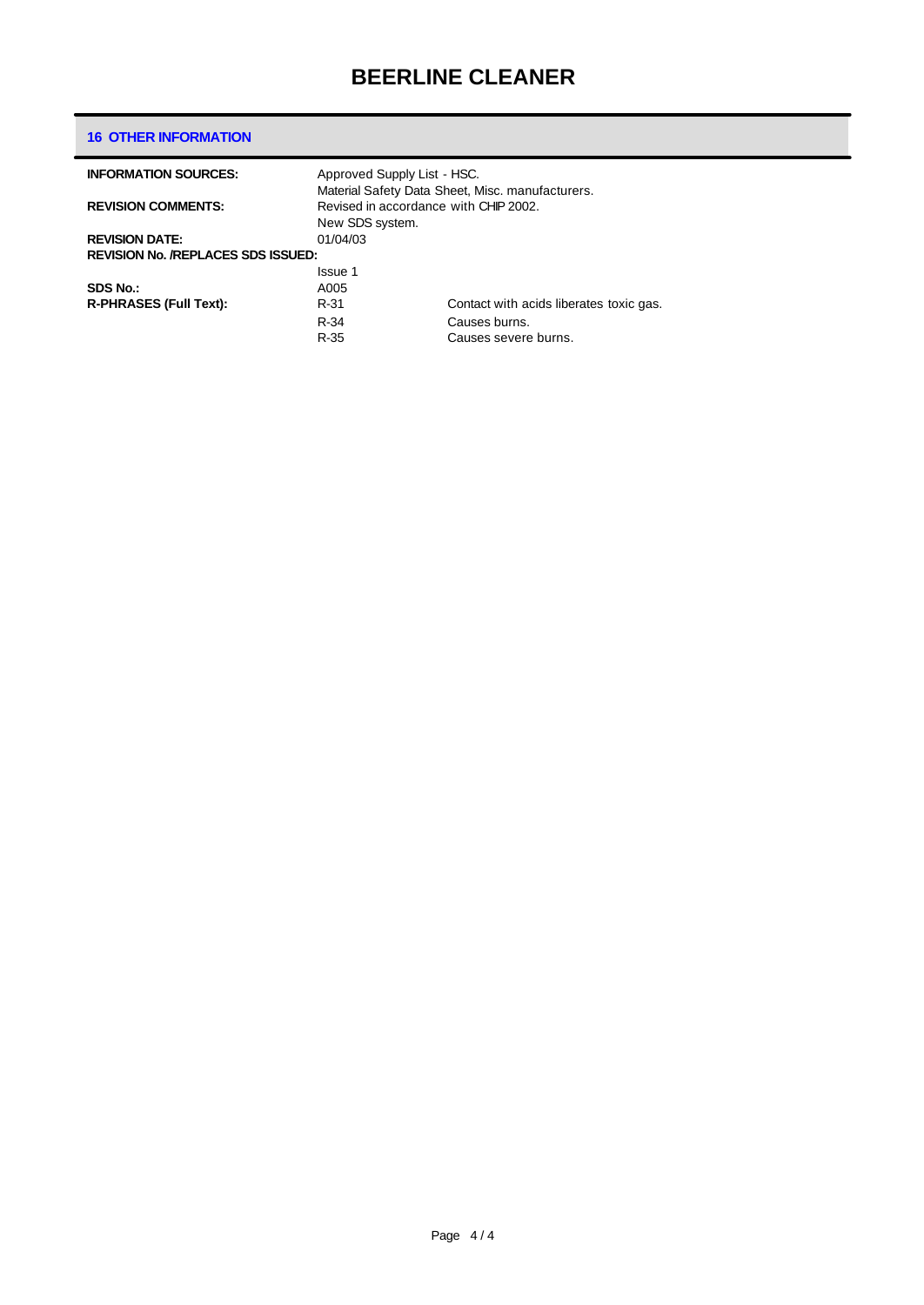# BEERLINE CLEANER

## 16 OTHER INFORMATION

| | | |
|---|---|---|
| **INFORMATION SOURCES:** | Approved Supply List - HSC. | |
| | Material Safety Data Sheet, Misc. manufacturers. | |
| **REVISION COMMENTS:** | Revised in accordance with CHIP 2002. | |
| | New SDS system. | |
| **REVISION DATE:** | 01/04/03 | |
| **REVISION No. /REPLACES SDS ISSUED:** | | |
| | Issue 1 | |
| **SDS No.:** | A005 | |
| **R-PHRASES (Full Text):** | R-31 | Contact with acids liberates toxic gas. |
| | R-34 | Causes burns. |
| | R-35 | Causes severe burns. |